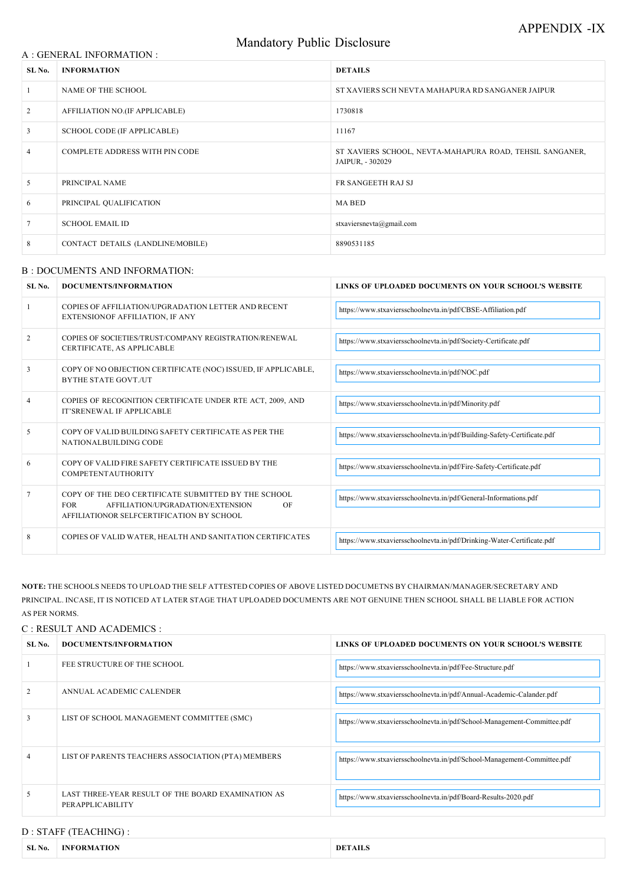APPENDIX -IX

# Mandatory Public Disclosure

## A : GENERAL INFORMATION :

| SL No. | INFORMATION | DETAILS |
|---|---|---|
| 1 | NAME OF THE SCHOOL | ST XAVIERS SCH NEVTA MAHAPURA RD SANGANER JAIPUR |
| 2 | AFFILIATION NO.(IF APPLICABLE) | 1730818 |
| 3 | SCHOOL CODE (IF APPLICABLE) | 11167 |
| 4 | COMPLETE ADDRESS WITH PIN CODE | ST XAVIERS SCHOOL, NEVTA-MAHAPURA ROAD, TEHSIL SANGANER, JAIPUR, - 302029 |
| 5 | PRINCIPAL NAME | FR SANGEETH RAJ SJ |
| 6 | PRINCIPAL QUALIFICATION | MA BED |
| 7 | SCHOOL EMAIL ID | stxaviersnevta@gmail.com |
| 8 | CONTACT DETAILS (LANDLINE/MOBILE) | 8890531185 |

## B : DOCUMENTS AND INFORMATION:

| SL No. | DOCUMENTS/INFORMATION | LINKS OF UPLOADED DOCUMENTS ON YOUR SCHOOL'S WEBSITE |
|---|---|---|
| 1 | COPIES OF AFFILIATION/UPGRADATION LETTER AND RECENT EXTENSIONOF AFFILIATION, IF ANY | https://www.stxaviersschoolnevta.in/pdf/CBSE-Affiliation.pdf |
| 2 | COPIES OF SOCIETIES/TRUST/COMPANY REGISTRATION/RENEWAL CERTIFICATE, AS APPLICABLE | https://www.stxaviersschoolnevta.in/pdf/Society-Certificate.pdf |
| 3 | COPY OF NO OBJECTION CERTIFICATE (NOC) ISSUED, IF APPLICABLE, BYTHE STATE GOVT./UT | https://www.stxaviersschoolnevta.in/pdf/NOC.pdf |
| 4 | COPIES OF RECOGNITION CERTIFICATE UNDER RTE ACT, 2009, AND IT'SRENEWAL IF APPLICABLE | https://www.stxaviersschoolnevta.in/pdf/Minority.pdf |
| 5 | COPY OF VALID BUILDING SAFETY CERTIFICATE AS PER THE NATIONALBUILDING CODE | https://www.stxaviersschoolnevta.in/pdf/Building-Safety-Certificate.pdf |
| 6 | COPY OF VALID FIRE SAFETY CERTIFICATE ISSUED BY THE COMPETENTAUTHORITY | https://www.stxaviersschoolnevta.in/pdf/Fire-Safety-Certificate.pdf |
| 7 | COPY OF THE DEO CERTIFICATE SUBMITTED BY THE SCHOOL FOR AFFILIATION/UPGRADATION/EXTENSION OF AFFILIATIONOR SELFCERTIFICATION BY SCHOOL | https://www.stxaviersschoolnevta.in/pdf/General-Informations.pdf |
| 8 | COPIES OF VALID WATER, HEALTH AND SANITATION CERTIFICATES | https://www.stxaviersschoolnevta.in/pdf/Drinking-Water-Certificate.pdf |

**NOTE:** THE SCHOOLS NEEDS TO UPLOAD THE SELF ATTESTED COPIES OF ABOVE LISTED DOCUMETNS BY CHAIRMAN/MANAGER/SECRETARY AND PRINCIPAL. INCASE, IT IS NOTICED AT LATER STAGE THAT UPLOADED DOCUMENTS ARE NOT GENUINE THEN SCHOOL SHALL BE LIABLE FOR ACTION AS PER NORMS.

## C : RESULT AND ACADEMICS :

| SL No. | DOCUMENTS/INFORMATION | LINKS OF UPLOADED DOCUMENTS ON YOUR SCHOOL'S WEBSITE |
|---|---|---|
| 1 | FEE STRUCTURE OF THE SCHOOL | https://www.stxaviersschoolnevta.in/pdf/Fee-Structure.pdf |
| 2 | ANNUAL ACADEMIC CALENDER | https://www.stxaviersschoolnevta.in/pdf/Annual-Academic-Calander.pdf |
| 3 | LIST OF SCHOOL MANAGEMENT COMMITTEE (SMC) | https://www.stxaviersschoolnevta.in/pdf/School-Management-Committee.pdf |
| 4 | LIST OF PARENTS TEACHERS ASSOCIATION (PTA) MEMBERS | https://www.stxaviersschoolnevta.in/pdf/School-Management-Committee.pdf |
| 5 | LAST THREE-YEAR RESULT OF THE BOARD EXAMINATION AS PERAPPLICABILITY | https://www.stxaviersschoolnevta.in/pdf/Board-Results-2020.pdf |

## D : STAFF (TEACHING) :

| SL No. | INFORMATION | DETAILS |
|---|---|---|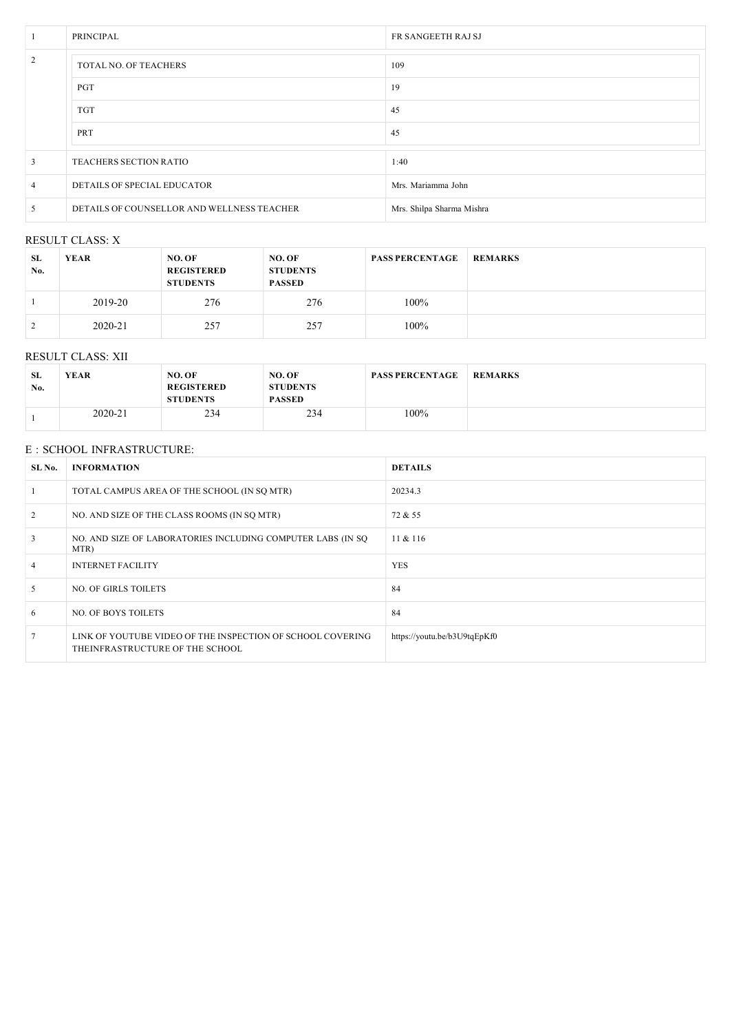| | | |
|---|---|---|
| 1 | PRINCIPAL | FR SANGEETH RAJ SJ |
| 2 | TOTAL NO. OF TEACHERS | 109 |
| | PGT | 19 |
| | TGT | 45 |
| | PRT | 45 |
| 3 | TEACHERS SECTION RATIO | 1:40 |
| 4 | DETAILS OF SPECIAL EDUCATOR | Mrs. Mariamma John |
| 5 | DETAILS OF COUNSELLOR AND WELLNESS TEACHER | Mrs. Shilpa Sharma Mishra |

## RESULT CLASS: X

| SL No. | YEAR | NO. OF REGISTERED STUDENTS | NO. OF STUDENTS PASSED | PASS PERCENTAGE | REMARKS |
|---|---|---|---|---|---|
| 1 | 2019-20 | 276 | 276 | 100% | |
| 2 | 2020-21 | 257 | 257 | 100% | |

## RESULT CLASS: XII

| SL No. | YEAR | NO. OF REGISTERED STUDENTS | NO. OF STUDENTS PASSED | PASS PERCENTAGE | REMARKS |
|---|---|---|---|---|---|
| 1 | 2020-21 | 234 | 234 | 100% | |

## E : SCHOOL INFRASTRUCTURE:

| SL No. | INFORMATION | DETAILS |
|---|---|---|
| 1 | TOTAL CAMPUS AREA OF THE SCHOOL (IN SQ MTR) | 20234.3 |
| 2 | NO. AND SIZE OF THE CLASS ROOMS (IN SQ MTR) | 72 & 55 |
| 3 | NO. AND SIZE OF LABORATORIES INCLUDING COMPUTER LABS (IN SQ MTR) | 11 & 116 |
| 4 | INTERNET FACILITY | YES |
| 5 | NO. OF GIRLS TOILETS | 84 |
| 6 | NO. OF BOYS TOILETS | 84 |
| 7 | LINK OF YOUTUBE VIDEO OF THE INSPECTION OF SCHOOL COVERING THEINFRASTRUCTURE OF THE SCHOOL | https://youtu.be/b3U9tqEpKf0 |